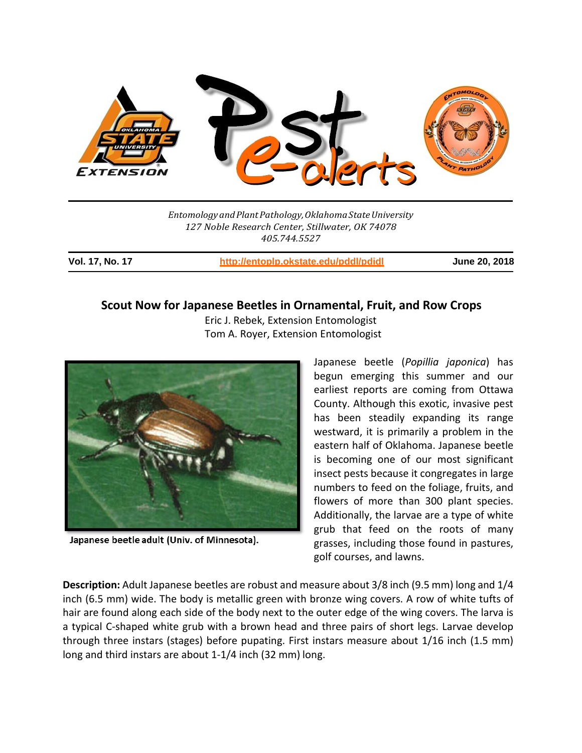*Entomology and Plant Pathology, Oklahoma State University*
*127 Noble Research Center, Stillwater, OK 74078*
*405.744.5527*

**Vol. 17, No. 17** | **http://entoplp.okstate.edu/pddl/pdidl** | **June 20, 2018**

## Scout Now for Japanese Beetles in Ornamental, Fruit, and Row Crops

Eric J. Rebek, Extension Entomologist
Tom A. Royer, Extension Entomologist

Japanese beetle adult (Univ. of Minnesota).

Japanese beetle (*Popillia japonica*) has begun emerging this summer and our earliest reports are coming from Ottawa County. Although this exotic, invasive pest has been steadily expanding its range westward, it is primarily a problem in the eastern half of Oklahoma. Japanese beetle is becoming one of our most significant insect pests because it congregates in large numbers to feed on the foliage, fruits, and flowers of more than 300 plant species. Additionally, the larvae are a type of white grub that feed on the roots of many grasses, including those found in pastures, golf courses, and lawns.

**Description:** Adult Japanese beetles are robust and measure about 3/8 inch (9.5 mm) long and 1/4 inch (6.5 mm) wide. The body is metallic green with bronze wing covers. A row of white tufts of hair are found along each side of the body next to the outer edge of the wing covers. The larva is a typical C-shaped white grub with a brown head and three pairs of short legs. Larvae develop through three instars (stages) before pupating. First instars measure about 1/16 inch (1.5 mm) long and third instars are about 1-1/4 inch (32 mm) long.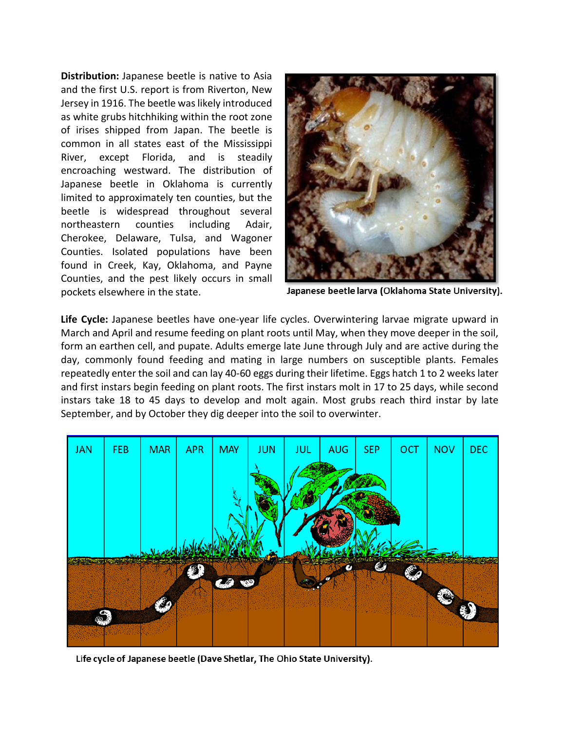**Distribution:** Japanese beetle is native to Asia and the first U.S. report is from Riverton, New Jersey in 1916. The beetle was likely introduced as white grubs hitchhiking within the root zone of irises shipped from Japan. The beetle is common in all states east of the Mississippi River, except Florida, and is steadily encroaching westward. The distribution of Japanese beetle in Oklahoma is currently limited to approximately ten counties, but the beetle is widespread throughout several northeastern counties including Adair, Cherokee, Delaware, Tulsa, and Wagoner Counties. Isolated populations have been found in Creek, Kay, Oklahoma, and Payne Counties, and the pest likely occurs in small pockets elsewhere in the state.

Japanese beetle larva (Oklahoma State University).

**Life Cycle:** Japanese beetles have one-year life cycles. Overwintering larvae migrate upward in March and April and resume feeding on plant roots until May, when they move deeper in the soil, form an earthen cell, and pupate. Adults emerge late June through July and are active during the day, commonly found feeding and mating in large numbers on susceptible plants. Females repeatedly enter the soil and can lay 40-60 eggs during their lifetime. Eggs hatch 1 to 2 weeks later and first instars begin feeding on plant roots. The first instars molt in 17 to 25 days, while second instars take 18 to 45 days to develop and molt again. Most grubs reach third instar by late September, and by October they dig deeper into the soil to overwinter.

Life cycle of Japanese beetle (Dave Shetlar, The Ohio State University).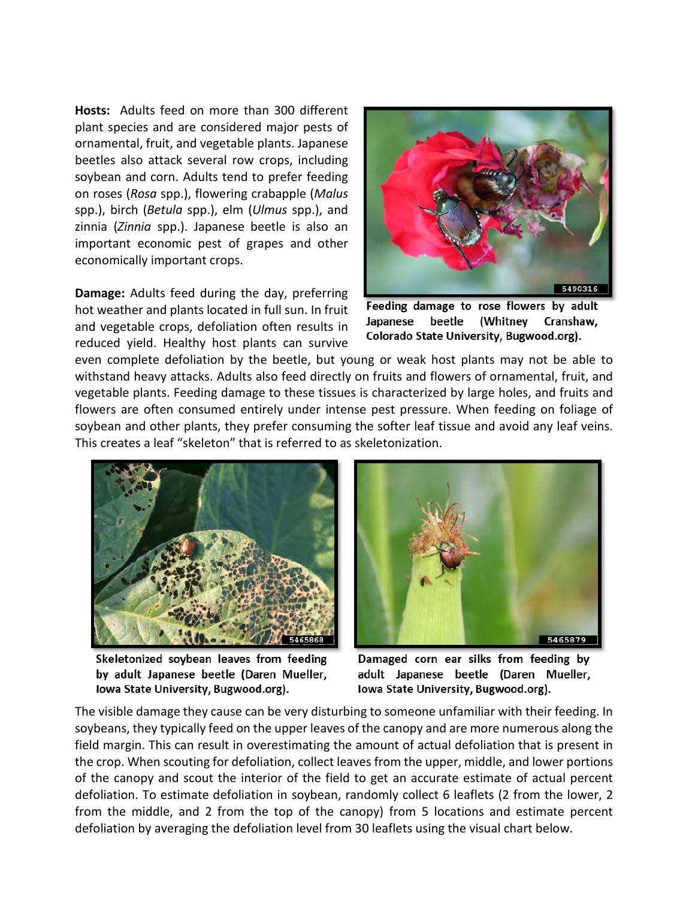**Hosts:** Adults feed on more than 300 different plant species and are considered major pests of ornamental, fruit, and vegetable plants. Japanese beetles also attack several row crops, including soybean and corn. Adults tend to prefer feeding on roses (*Rosa* spp.), flowering crabapple (*Malus* spp.), birch (*Betula* spp.), elm (*Ulmus* spp.), and zinnia (*Zinnia* spp.). Japanese beetle is also an important economic pest of grapes and other economically important crops.

Feeding damage to rose flowers by adult Japanese beetle (Whitney Cranshaw, Colorado State University, Bugwood.org).

**Damage:** Adults feed during the day, preferring hot weather and plants located in full sun. In fruit and vegetable crops, defoliation often results in reduced yield. Healthy host plants can survive even complete defoliation by the beetle, but young or weak host plants may not be able to withstand heavy attacks. Adults also feed directly on fruits and flowers of ornamental, fruit, and vegetable plants. Feeding damage to these tissues is characterized by large holes, and fruits and flowers are often consumed entirely under intense pest pressure. When feeding on foliage of soybean and other plants, they prefer consuming the softer leaf tissue and avoid any leaf veins. This creates a leaf "skeleton" that is referred to as skeletonization.

Skeletonized soybean leaves from feeding by adult Japanese beetle (Daren Mueller, Iowa State University, Bugwood.org).

Damaged corn ear silks from feeding by adult Japanese beetle (Daren Mueller, Iowa State University, Bugwood.org).

The visible damage they cause can be very disturbing to someone unfamiliar with their feeding. In soybeans, they typically feed on the upper leaves of the canopy and are more numerous along the field margin. This can result in overestimating the amount of actual defoliation that is present in the crop. When scouting for defoliation, collect leaves from the upper, middle, and lower portions of the canopy and scout the interior of the field to get an accurate estimate of actual percent defoliation. To estimate defoliation in soybean, randomly collect 6 leaflets (2 from the lower, 2 from the middle, and 2 from the top of the canopy) from 5 locations and estimate percent defoliation by averaging the defoliation level from 30 leaflets using the visual chart below.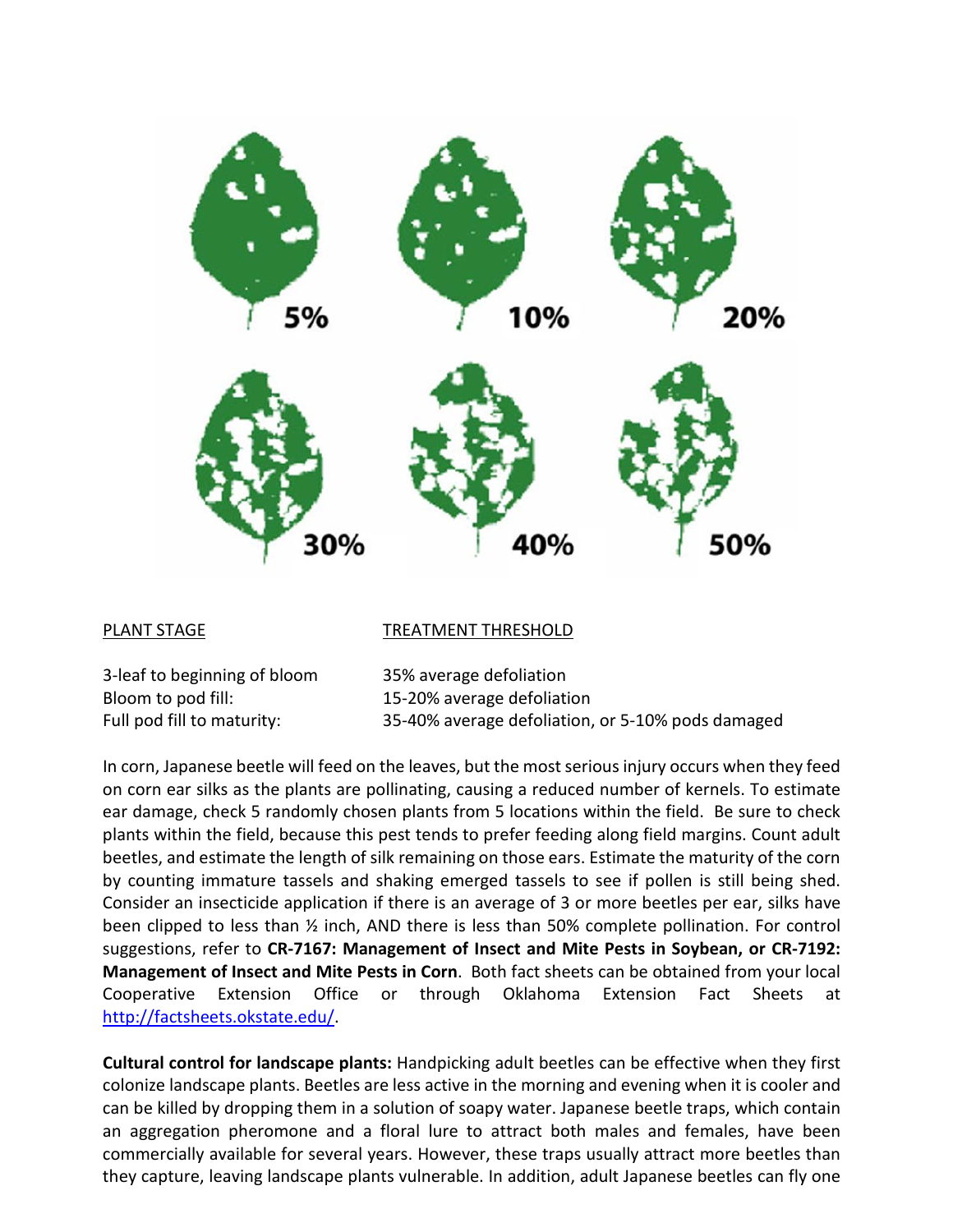5% 10% 20%

30% 40% 50%

| PLANT STAGE | TREATMENT THRESHOLD |
|---|---|
| 3-leaf to beginning of bloom | 35% average defoliation |
| Bloom to pod fill: | 15-20% average defoliation |
| Full pod fill to maturity: | 35-40% average defoliation, or 5-10% pods damaged |

In corn, Japanese beetle will feed on the leaves, but the most serious injury occurs when they feed on corn ear silks as the plants are pollinating, causing a reduced number of kernels. To estimate ear damage, check 5 randomly chosen plants from 5 locations within the field. Be sure to check plants within the field, because this pest tends to prefer feeding along field margins. Count adult beetles, and estimate the length of silk remaining on those ears. Estimate the maturity of the corn by counting immature tassels and shaking emerged tassels to see if pollen is still being shed. Consider an insecticide application if there is an average of 3 or more beetles per ear, silks have been clipped to less than ½ inch, AND there is less than 50% complete pollination. For control suggestions, refer to **CR-7167: Management of Insect and Mite Pests in Soybean, or CR-7192: Management of Insect and Mite Pests in Corn**. Both fact sheets can be obtained from your local Cooperative Extension Office or through Oklahoma Extension Fact Sheets at http://factsheets.okstate.edu/.

**Cultural control for landscape plants:** Handpicking adult beetles can be effective when they first colonize landscape plants. Beetles are less active in the morning and evening when it is cooler and can be killed by dropping them in a solution of soapy water. Japanese beetle traps, which contain an aggregation pheromone and a floral lure to attract both males and females, have been commercially available for several years. However, these traps usually attract more beetles than they capture, leaving landscape plants vulnerable. In addition, adult Japanese beetles can fly one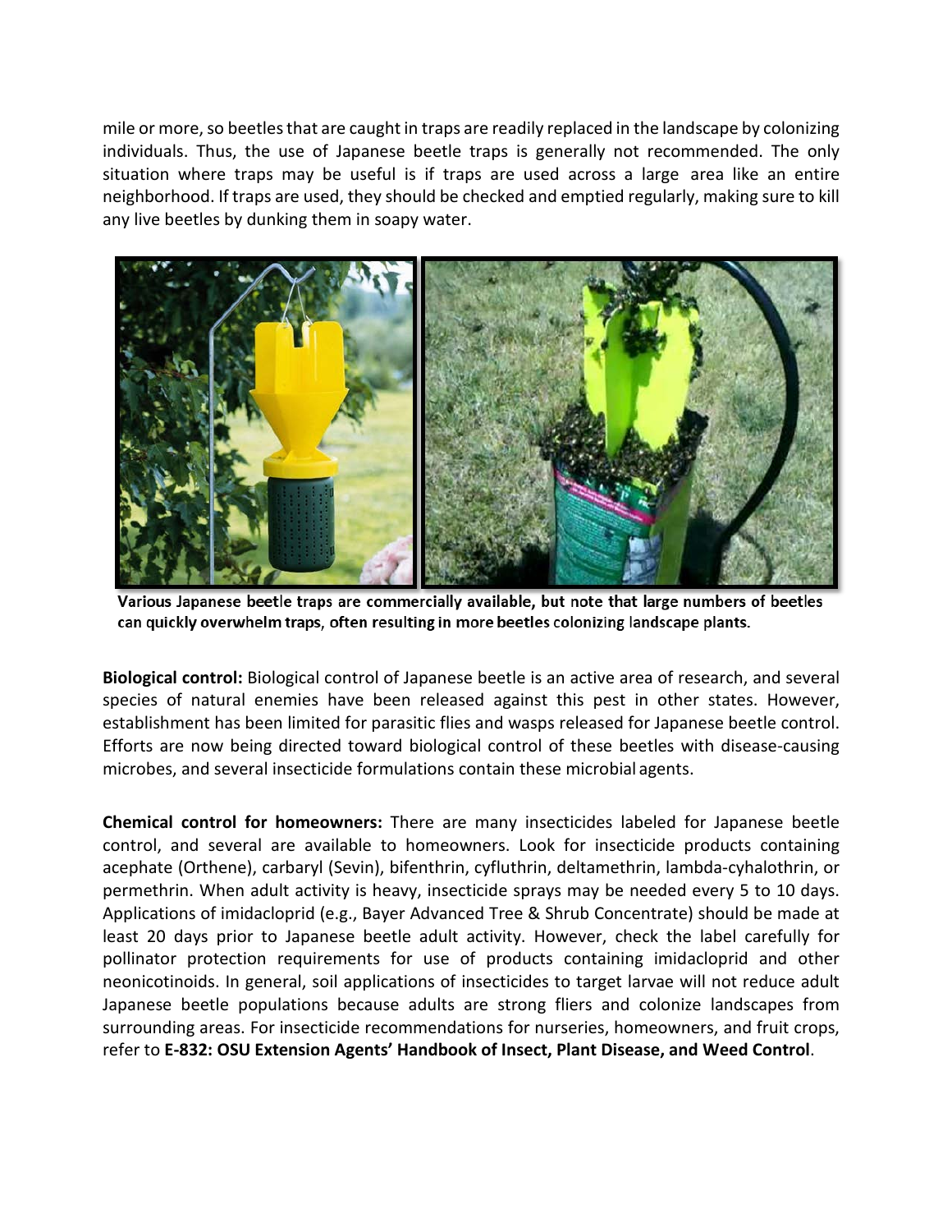mile or more, so beetles that are caught in traps are readily replaced in the landscape by colonizing individuals. Thus, the use of Japanese beetle traps is generally not recommended. The only situation where traps may be useful is if traps are used across a large area like an entire neighborhood. If traps are used, they should be checked and emptied regularly, making sure to kill any live beetles by dunking them in soapy water.

**Various Japanese beetle traps are commercially available, but note that large numbers of beetles can quickly overwhelm traps, often resulting in more beetles colonizing landscape plants.**

**Biological control:** Biological control of Japanese beetle is an active area of research, and several species of natural enemies have been released against this pest in other states. However, establishment has been limited for parasitic flies and wasps released for Japanese beetle control. Efforts are now being directed toward biological control of these beetles with disease-causing microbes, and several insecticide formulations contain these microbial agents.

**Chemical control for homeowners:** There are many insecticides labeled for Japanese beetle control, and several are available to homeowners. Look for insecticide products containing acephate (Orthene), carbaryl (Sevin), bifenthrin, cyfluthrin, deltamethrin, lambda-cyhalothrin, or permethrin. When adult activity is heavy, insecticide sprays may be needed every 5 to 10 days. Applications of imidacloprid (e.g., Bayer Advanced Tree & Shrub Concentrate) should be made at least 20 days prior to Japanese beetle adult activity. However, check the label carefully for pollinator protection requirements for use of products containing imidacloprid and other neonicotinoids. In general, soil applications of insecticides to target larvae will not reduce adult Japanese beetle populations because adults are strong fliers and colonize landscapes from surrounding areas. For insecticide recommendations for nurseries, homeowners, and fruit crops, refer to **E-832: OSU Extension Agents' Handbook of Insect, Plant Disease, and Weed Control**.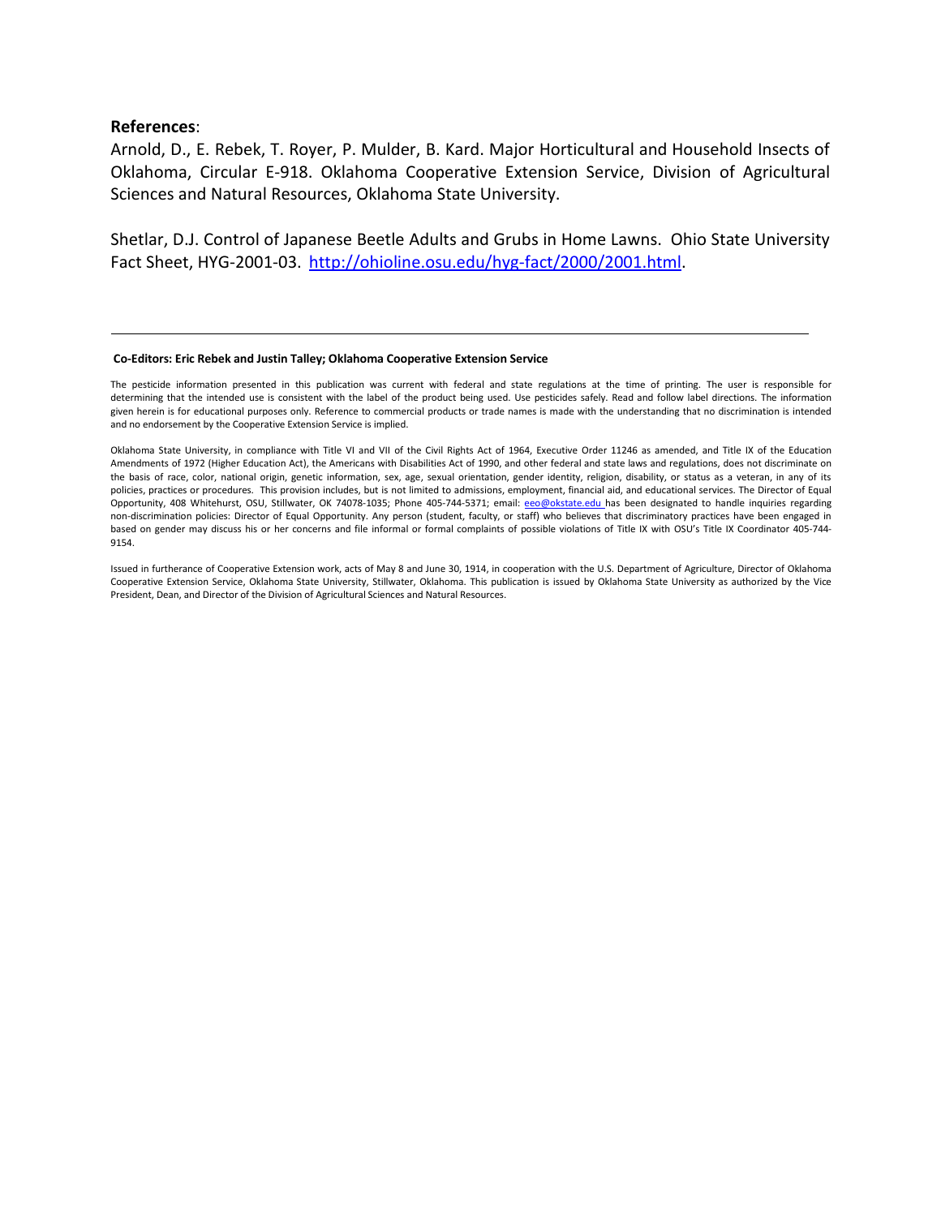**References**:

Arnold, D., E. Rebek, T. Royer, P. Mulder, B. Kard. Major Horticultural and Household Insects of Oklahoma, Circular E-918. Oklahoma Cooperative Extension Service, Division of Agricultural Sciences and Natural Resources, Oklahoma State University.

Shetlar, D.J. Control of Japanese Beetle Adults and Grubs in Home Lawns. Ohio State University Fact Sheet, HYG-2001-03. http://ohioline.osu.edu/hyg-fact/2000/2001.html.

---

**Co-Editors: Eric Rebek and Justin Talley; Oklahoma Cooperative Extension Service**

The pesticide information presented in this publication was current with federal and state regulations at the time of printing. The user is responsible for determining that the intended use is consistent with the label of the product being used. Use pesticides safely. Read and follow label directions. The information given herein is for educational purposes only. Reference to commercial products or trade names is made with the understanding that no discrimination is intended and no endorsement by the Cooperative Extension Service is implied.

Oklahoma State University, in compliance with Title VI and VII of the Civil Rights Act of 1964, Executive Order 11246 as amended, and Title IX of the Education Amendments of 1972 (Higher Education Act), the Americans with Disabilities Act of 1990, and other federal and state laws and regulations, does not discriminate on the basis of race, color, national origin, genetic information, sex, age, sexual orientation, gender identity, religion, disability, or status as a veteran, in any of its policies, practices or procedures. This provision includes, but is not limited to admissions, employment, financial aid, and educational services. The Director of Equal Opportunity, 408 Whitehurst, OSU, Stillwater, OK 74078-1035; Phone 405-744-5371; email: eeo@okstate.edu has been designated to handle inquiries regarding non-discrimination policies: Director of Equal Opportunity. Any person (student, faculty, or staff) who believes that discriminatory practices have been engaged in based on gender may discuss his or her concerns and file informal or formal complaints of possible violations of Title IX with OSU's Title IX Coordinator 405-744-9154.

Issued in furtherance of Cooperative Extension work, acts of May 8 and June 30, 1914, in cooperation with the U.S. Department of Agriculture, Director of Oklahoma Cooperative Extension Service, Oklahoma State University, Stillwater, Oklahoma. This publication is issued by Oklahoma State University as authorized by the Vice President, Dean, and Director of the Division of Agricultural Sciences and Natural Resources.